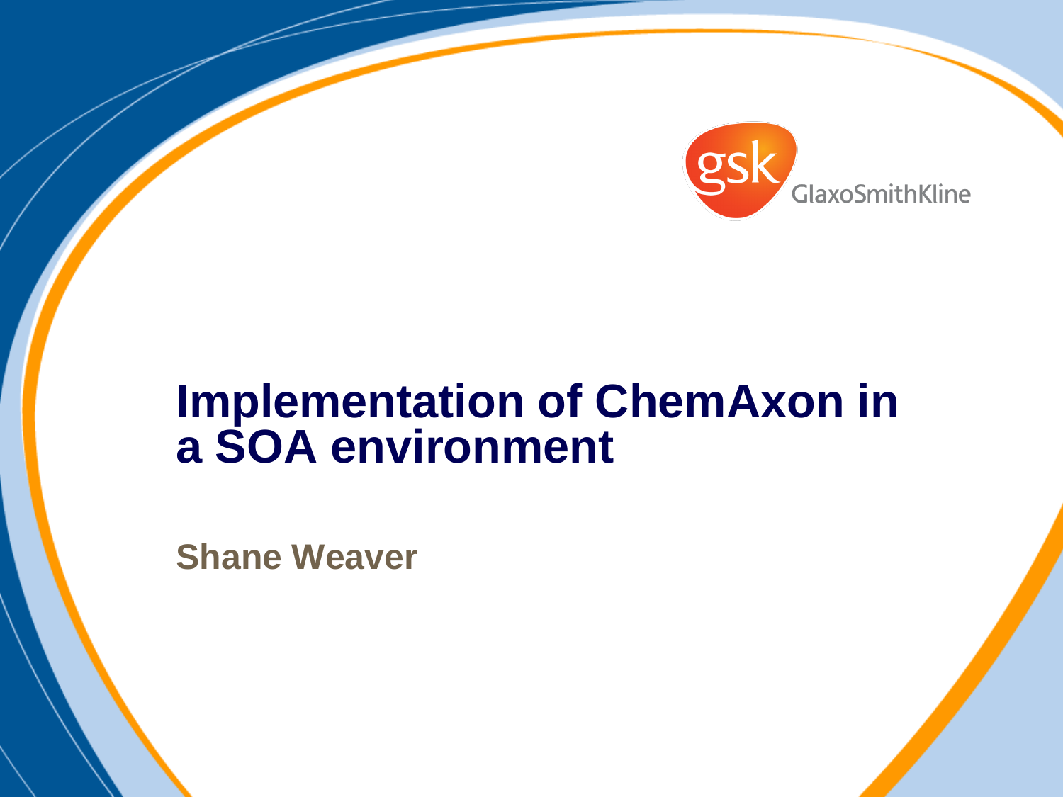GlaxoSmithKline

# Implementation of ChemAxon in a SOA environment

**Shane Weaver**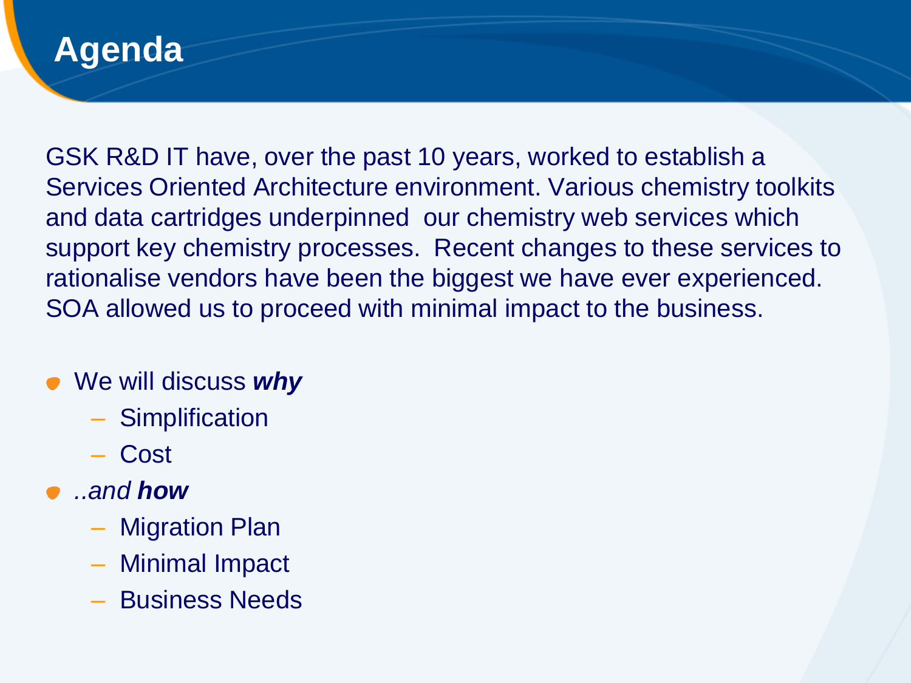# Agenda

GSK R&D IT have, over the past 10 years, worked to establish a Services Oriented Architecture environment. Various chemistry toolkits and data cartridges underpinned our chemistry web services which support key chemistry processes. Recent changes to these services to rationalise vendors have been the biggest we have ever experienced. SOA allowed us to proceed with minimal impact to the business.

- We will discuss ***why***
  - Simplification
  - Cost
- *..and* ***how***
  - Migration Plan
  - Minimal Impact
  - Business Needs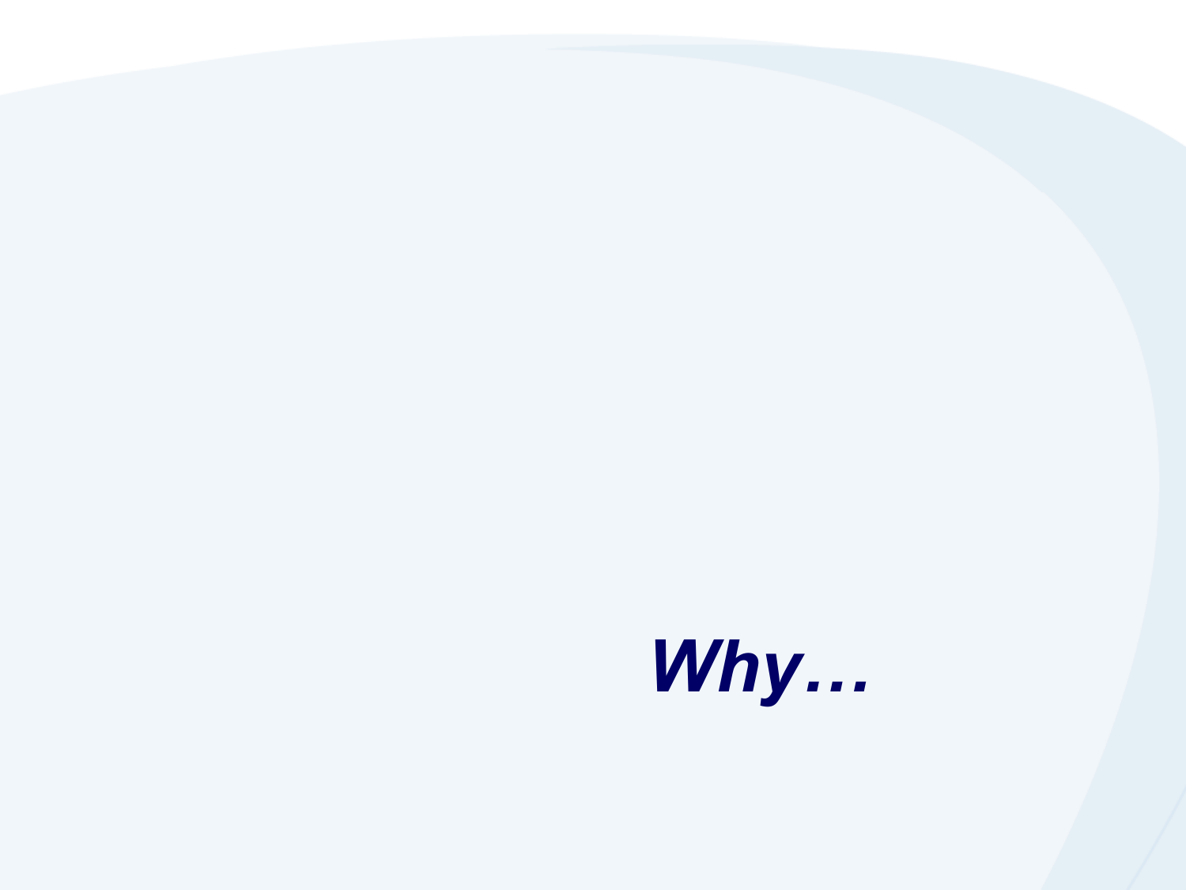# ***Why…***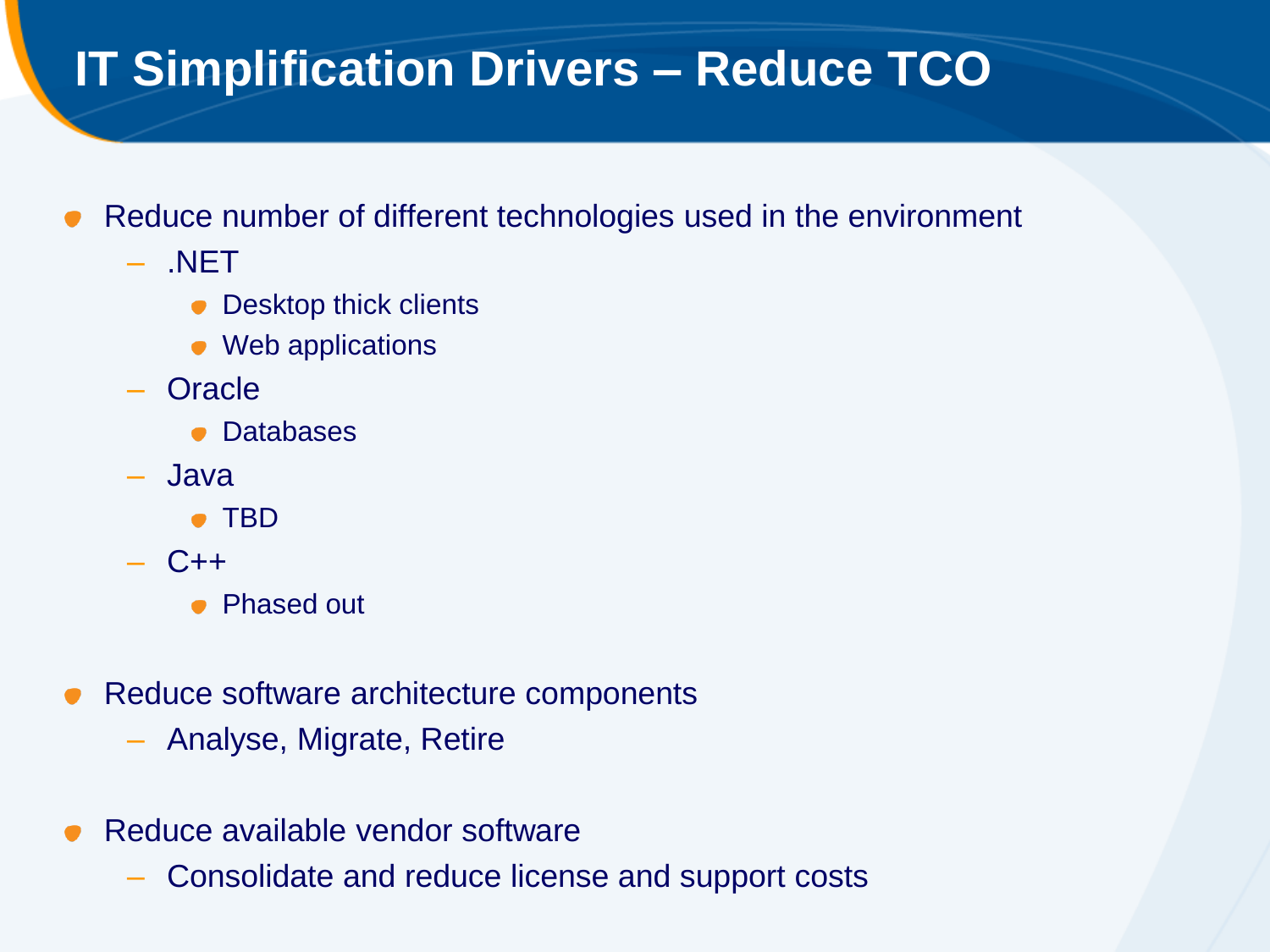# IT Simplification Drivers – Reduce TCO

- Reduce number of different technologies used in the environment
  - .NET
    - Desktop thick clients
    - Web applications
  - Oracle
    - Databases
  - Java
    - TBD
  - C++
    - Phased out

- Reduce software architecture components
  - Analyse, Migrate, Retire

- Reduce available vendor software
  - Consolidate and reduce license and support costs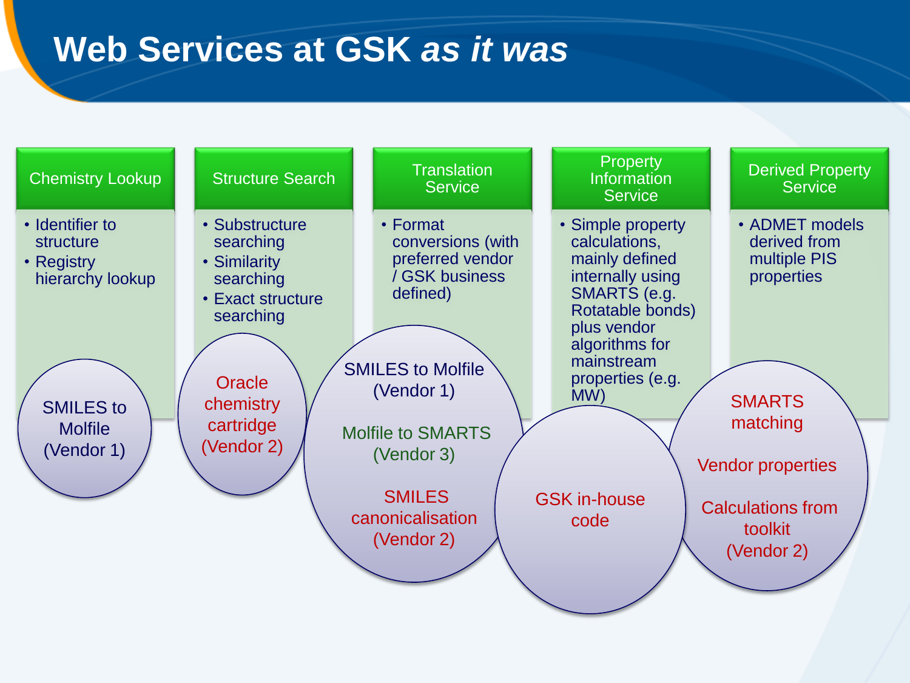# Web Services at GSK *as it was*

## Chemistry Lookup

- Identifier to structure
- Registry hierarchy lookup

SMILES to Molfile (Vendor 1)

## Structure Search

- Substructure searching
- Similarity searching
- Exact structure searching

Oracle chemistry cartridge (Vendor 2)

## Translation Service

- Format conversions (with preferred vendor / GSK business defined)

SMILES to Molfile (Vendor 1)

Molfile to SMARTS (Vendor 3)

SMILES canonicalisation (Vendor 2)

## Property Information Service

- Simple property calculations, mainly defined internally using SMARTS (e.g. Rotatable bonds) plus vendor algorithms for mainstream properties (e.g. MW)

GSK in-house code

## Derived Property Service

- ADMET models derived from multiple PIS properties

SMARTS matching

Vendor properties

Calculations from toolkit (Vendor 2)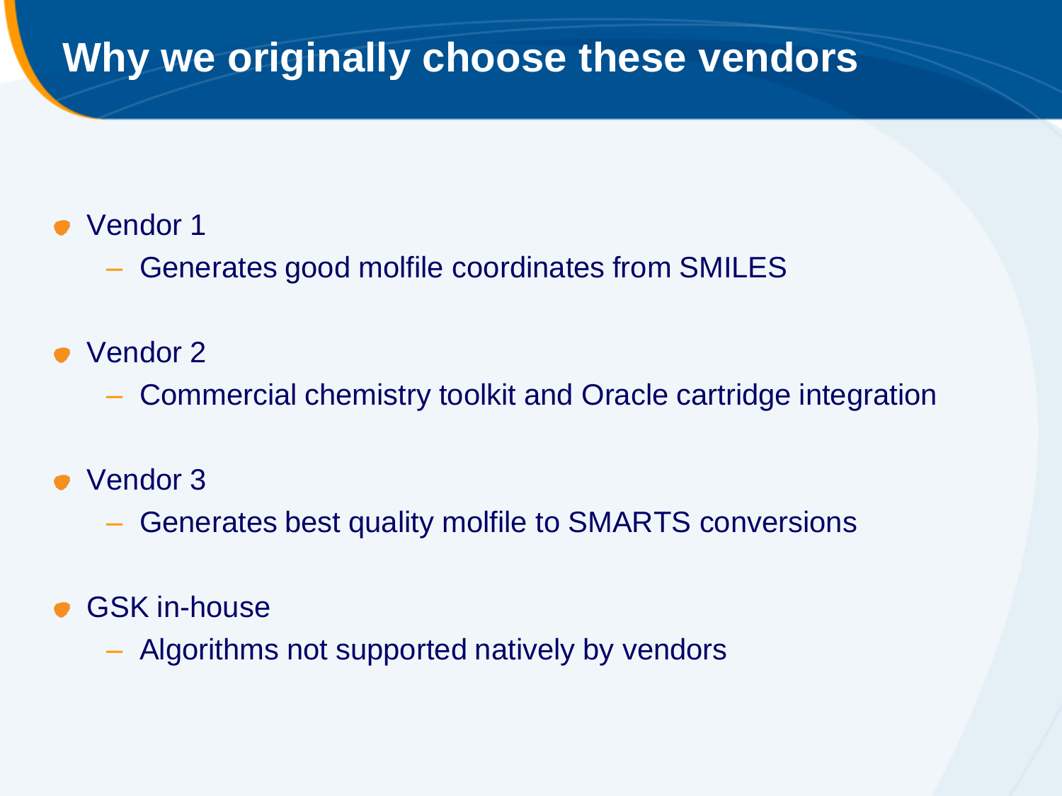# Why we originally choose these vendors

- Vendor 1
  - Generates good molfile coordinates from SMILES
- Vendor 2
  - Commercial chemistry toolkit and Oracle cartridge integration
- Vendor 3
  - Generates best quality molfile to SMARTS conversions
- GSK in-house
  - Algorithms not supported natively by vendors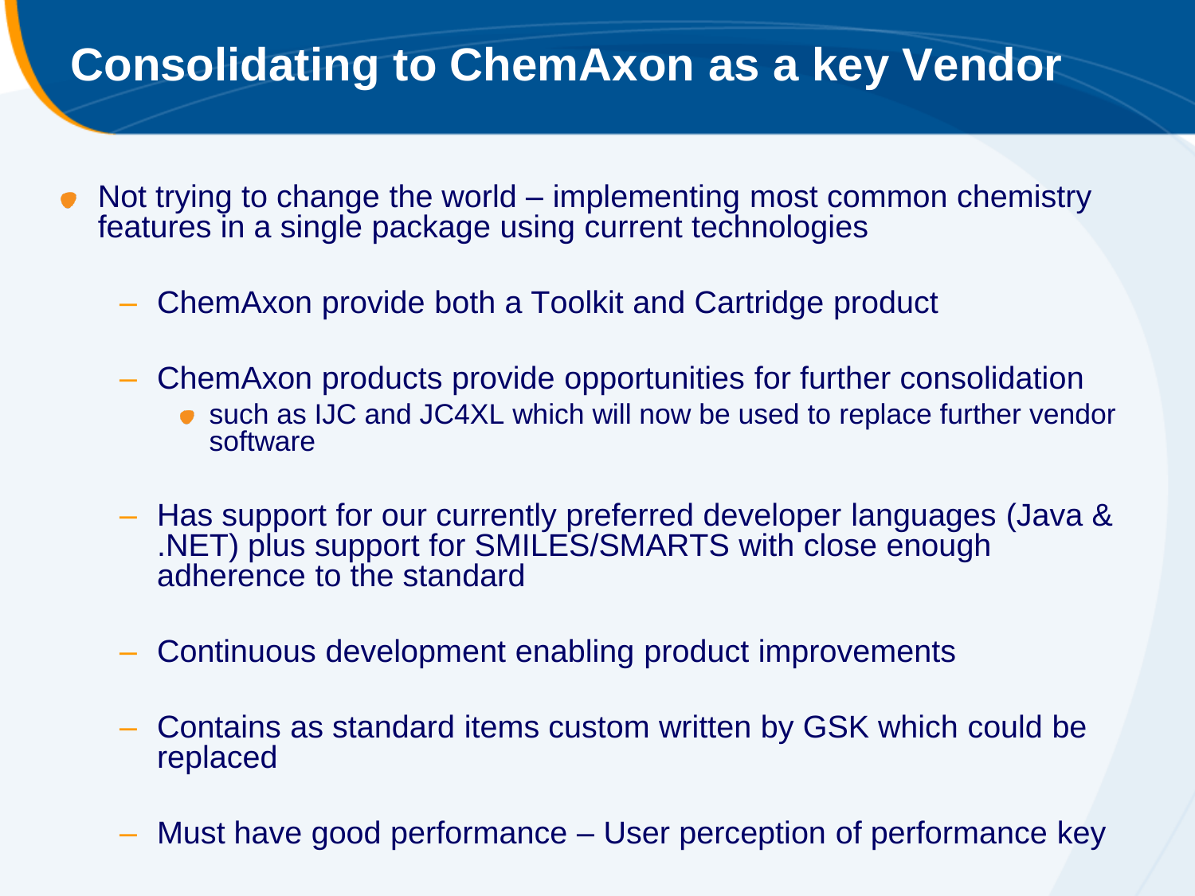# Consolidating to ChemAxon as a key Vendor

- Not trying to change the world – implementing most common chemistry features in a single package using current technologies
  - ChemAxon provide both a Toolkit and Cartridge product
  - ChemAxon products provide opportunities for further consolidation
    - such as IJC and JC4XL which will now be used to replace further vendor software
  - Has support for our currently preferred developer languages (Java & .NET) plus support for SMILES/SMARTS with close enough adherence to the standard
  - Continuous development enabling product improvements
  - Contains as standard items custom written by GSK which could be replaced
  - Must have good performance – User perception of performance key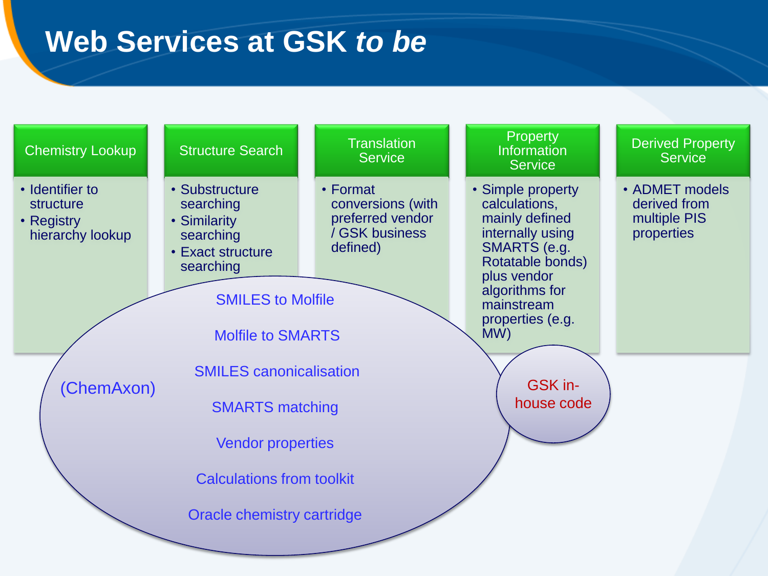# Web Services at GSK *to be*

## Chemistry Lookup

- Identifier to structure
- Registry hierarchy lookup

## Structure Search

- Substructure searching
- Similarity searching
- Exact structure searching

## Translation Service

- Format conversions (with preferred vendor / GSK business defined)

## Property Information Service

- Simple property calculations, mainly defined internally using SMARTS (e.g. Rotatable bonds) plus vendor algorithms for mainstream properties (e.g. MW)

## Derived Property Service

- ADMET models derived from multiple PIS properties

(ChemAxon)

SMILES to Molfile

Molfile to SMARTS

SMILES canonicalisation

SMARTS matching

Vendor properties

Calculations from toolkit

Oracle chemistry cartridge

GSK in-house code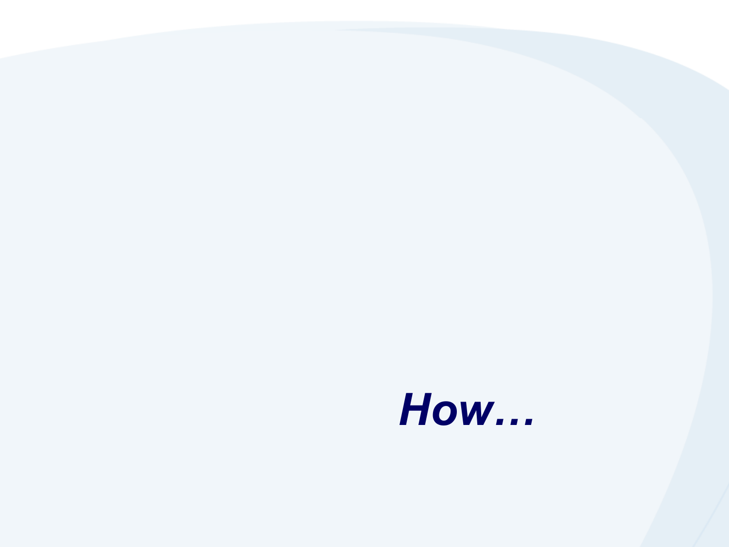# ***How…***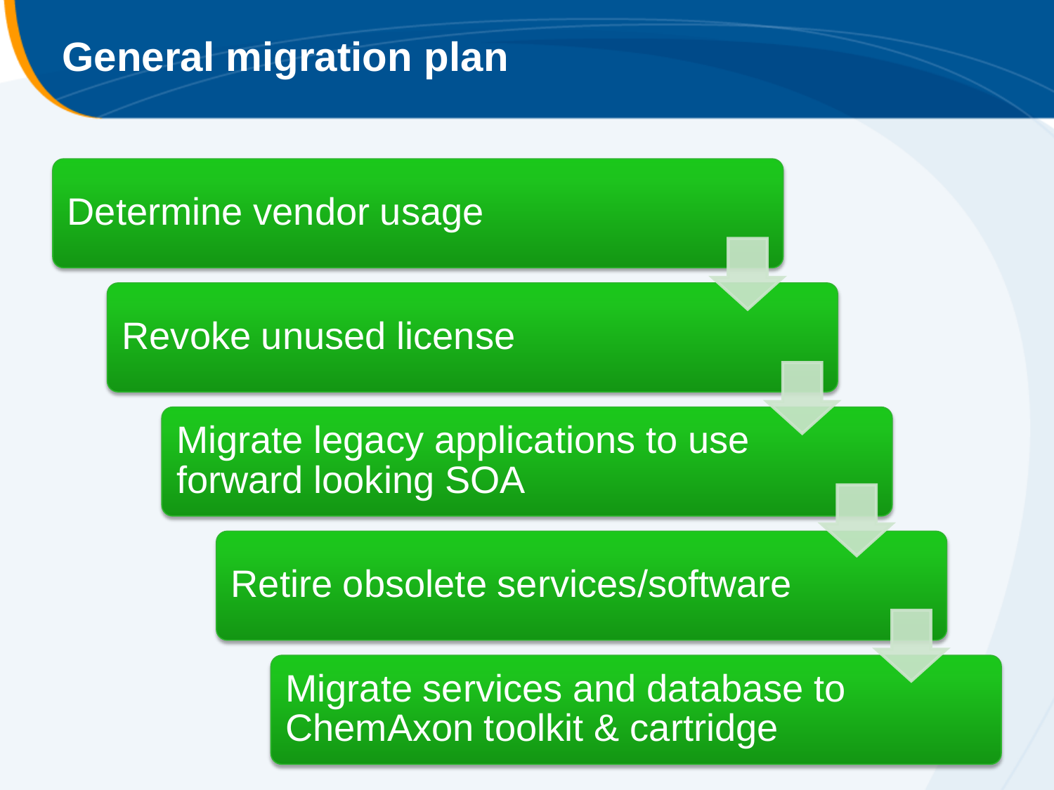# General migration plan

1. Determine vendor usage
2. Revoke unused license
3. Migrate legacy applications to use forward looking SOA
4. Retire obsolete services/software
5. Migrate services and database to ChemAxon toolkit & cartridge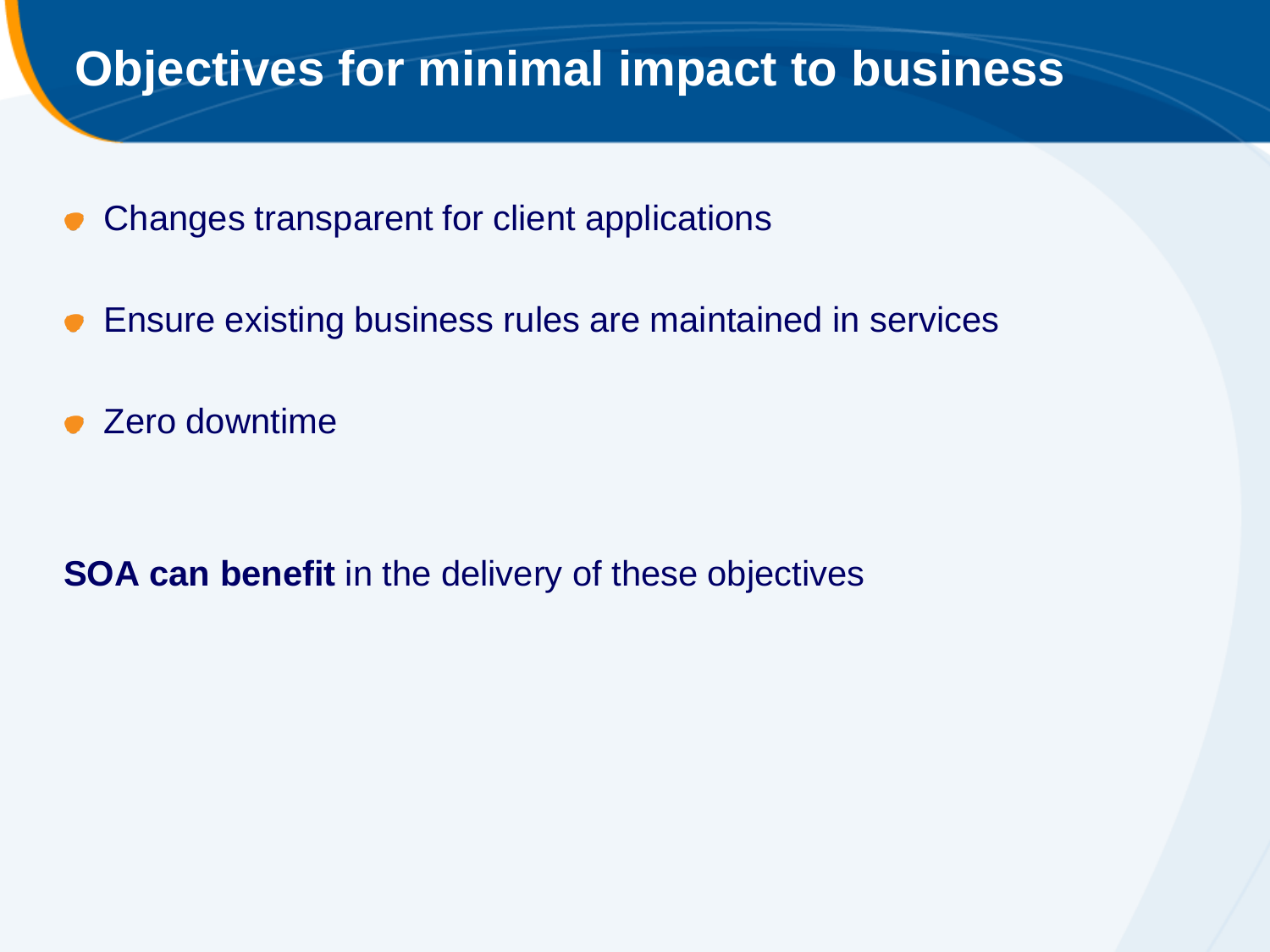# Objectives for minimal impact to business

- Changes transparent for client applications
- Ensure existing business rules are maintained in services
- Zero downtime

**SOA can benefit** in the delivery of these objectives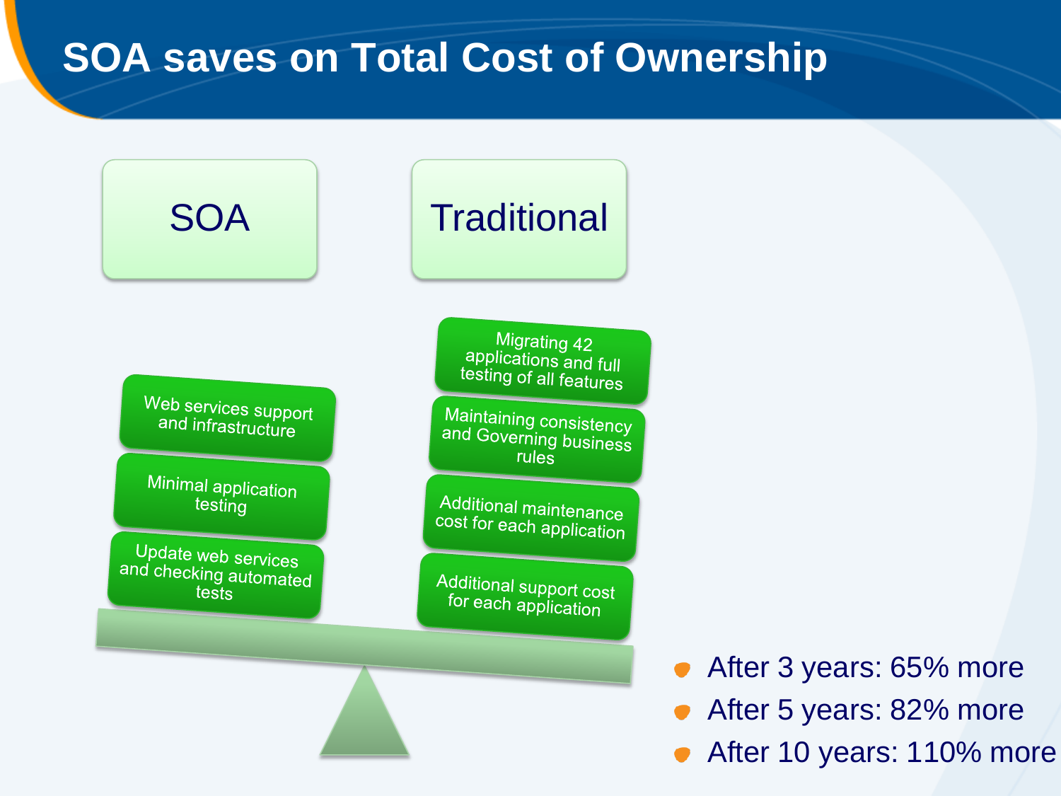# SOA saves on Total Cost of Ownership

**SOA**

- Web services support and infrastructure
- Minimal application testing
- Update web services and checking automated tests

**Traditional**

- Migrating 42 applications and full testing of all features
- Maintaining consistency and Governing business rules
- Additional maintenance cost for each application
- Additional support cost for each application

- After 3 years: 65% more
- After 5 years: 82% more
- After 10 years: 110% more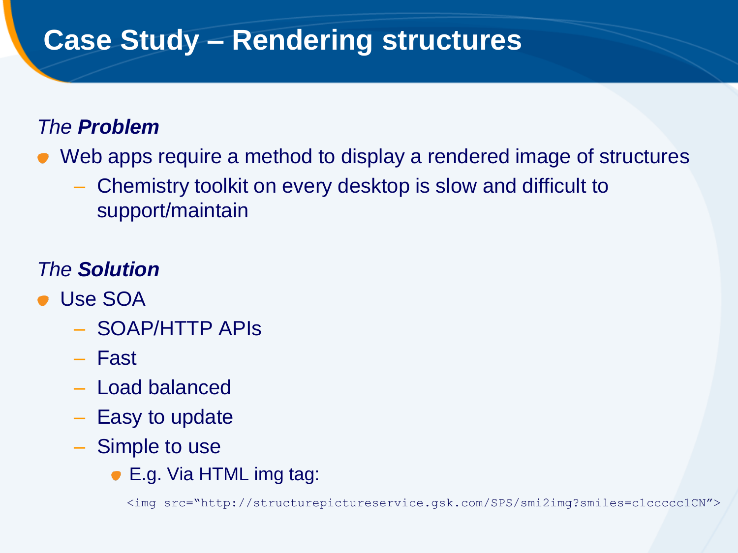# Case Study – Rendering structures

*The **Problem***

- Web apps require a method to display a rendered image of structures
  - Chemistry toolkit on every desktop is slow and difficult to support/maintain

*The **Solution***

- Use SOA
  - SOAP/HTTP APIs
  - Fast
  - Load balanced
  - Easy to update
  - Simple to use
    - E.g. Via HTML img tag:

```
<img src="http://structurepictureservice.gsk.com/SPS/smi2img?smiles=c1ccccc1CN">
```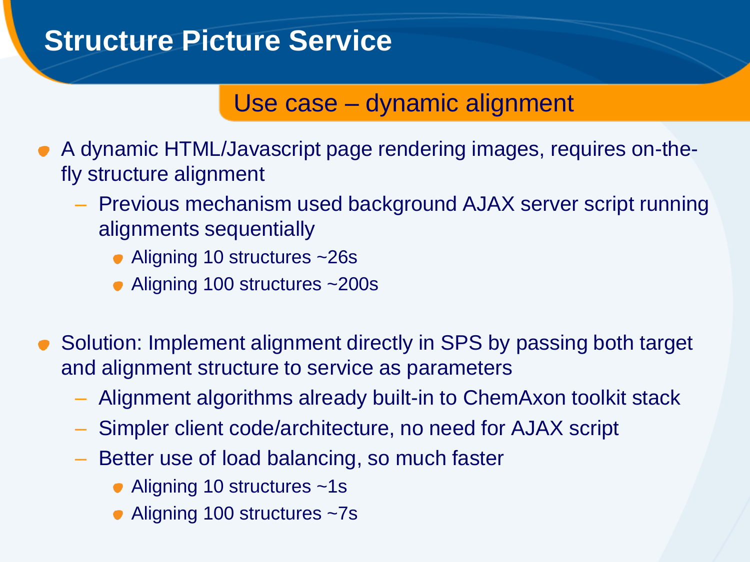# Structure Picture Service

## Use case – dynamic alignment

- A dynamic HTML/Javascript page rendering images, requires on-the-fly structure alignment
  - Previous mechanism used background AJAX server script running alignments sequentially
    - Aligning 10 structures ~26s
    - Aligning 100 structures ~200s

- Solution: Implement alignment directly in SPS by passing both target and alignment structure to service as parameters
  - Alignment algorithms already built-in to ChemAxon toolkit stack
  - Simpler client code/architecture, no need for AJAX script
  - Better use of load balancing, so much faster
    - Aligning 10 structures ~1s
    - Aligning 100 structures ~7s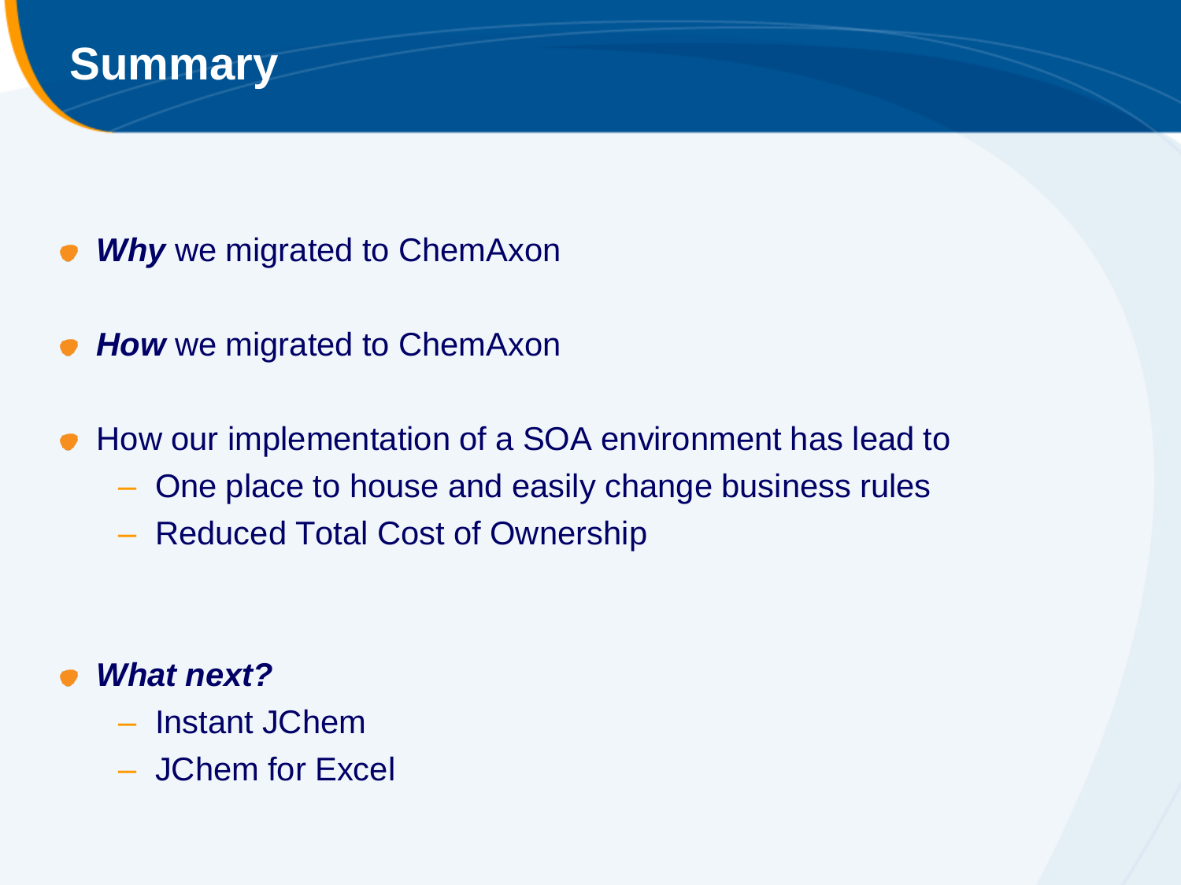# Summary

- ***Why*** we migrated to ChemAxon
- ***How*** we migrated to ChemAxon
- How our implementation of a SOA environment has lead to
  - One place to house and easily change business rules
  - Reduced Total Cost of Ownership
- ***What next?***
  - Instant JChem
  - JChem for Excel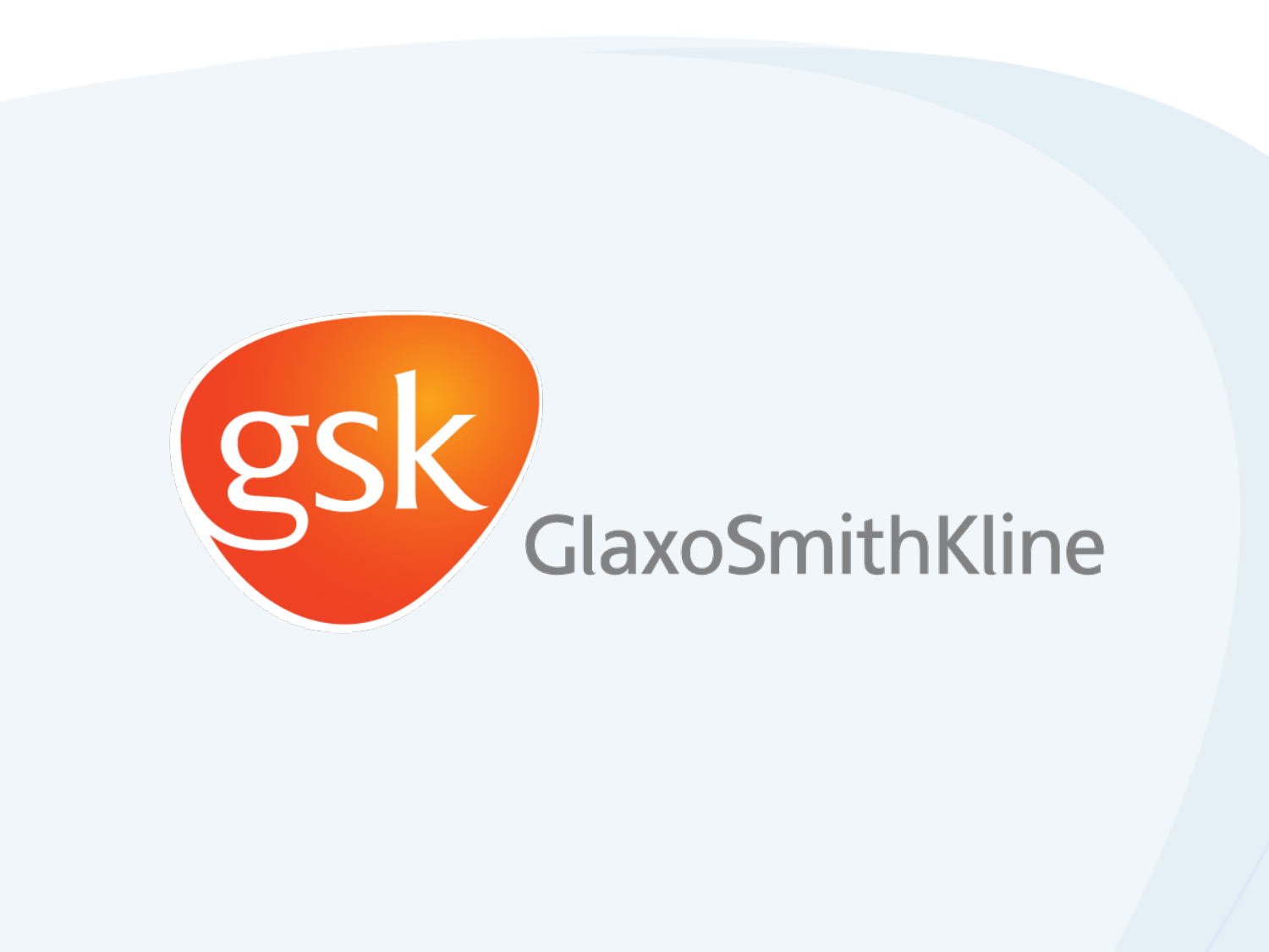gsk

GlaxoSmithKline